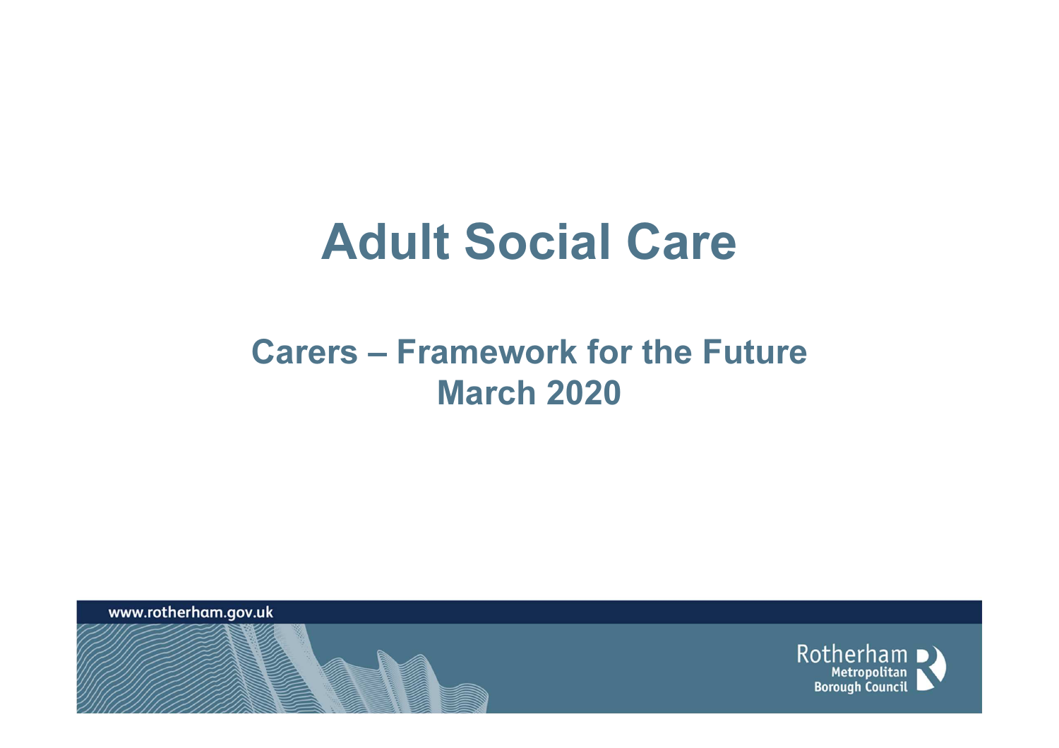# Adult Social Care

## Carers – Framework for the Future
## March 2020

www.rotherham.gov.uk

Rotherham Metropolitan Borough Council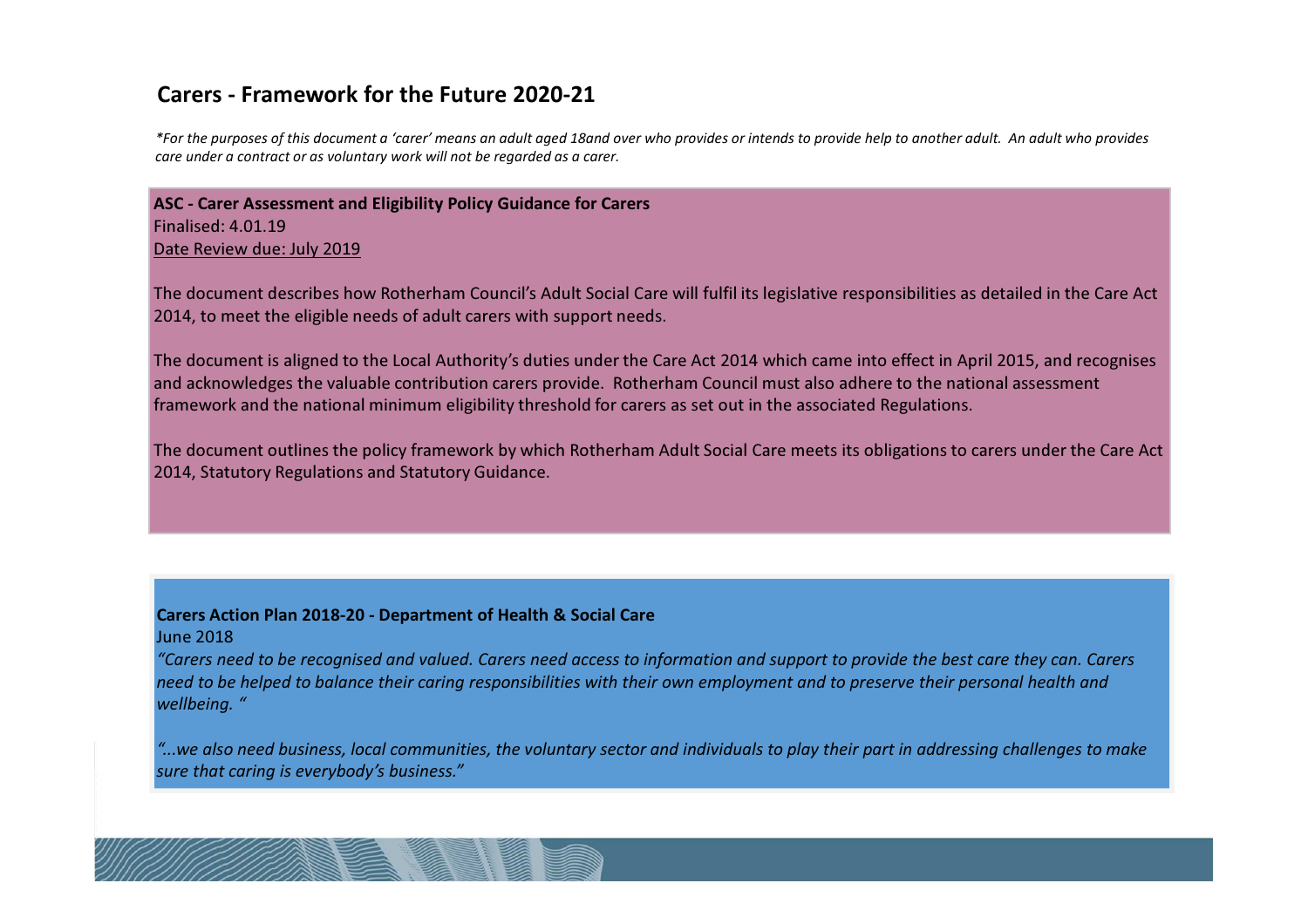## Carers - Framework for the Future 2020-21

*\*For the purposes of this document a 'carer' means an adult aged 18and over who provides or intends to provide help to another adult. An adult who provides care under a contract or as voluntary work will not be regarded as a carer.*

**ASC - Carer Assessment and Eligibility Policy Guidance for Carers**
Finalised: 4.01.19
Date Review due: July 2019

The document describes how Rotherham Council's Adult Social Care will fulfil its legislative responsibilities as detailed in the Care Act 2014, to meet the eligible needs of adult carers with support needs.

The document is aligned to the Local Authority's duties under the Care Act 2014 which came into effect in April 2015, and recognises and acknowledges the valuable contribution carers provide. Rotherham Council must also adhere to the national assessment framework and the national minimum eligibility threshold for carers as set out in the associated Regulations.

The document outlines the policy framework by which Rotherham Adult Social Care meets its obligations to carers under the Care Act 2014, Statutory Regulations and Statutory Guidance.

**Carers Action Plan 2018-20 - Department of Health & Social Care**
June 2018
*"Carers need to be recognised and valued. Carers need access to information and support to provide the best care they can. Carers need to be helped to balance their caring responsibilities with their own employment and to preserve their personal health and wellbeing. "*

*"...we also need business, local communities, the voluntary sector and individuals to play their part in addressing challenges to make sure that caring is everybody's business."*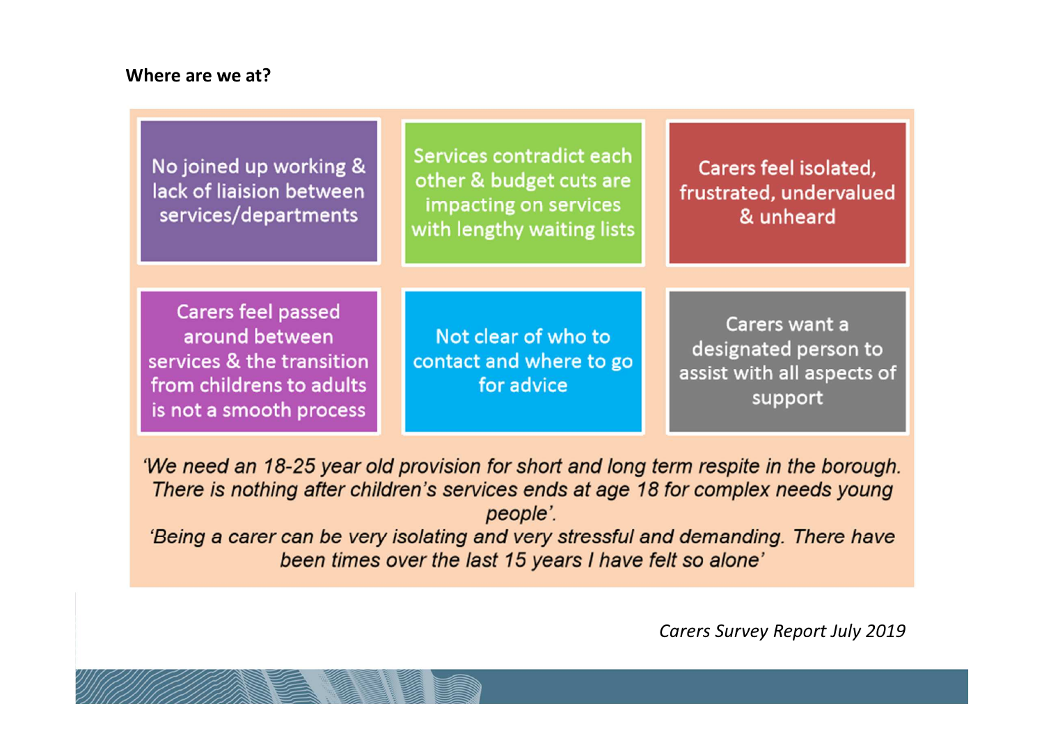**Where are we at?**

- No joined up working & lack of liaision between services/departments
- Services contradict each other & budget cuts are impacting on services with lengthy waiting lists
- Carers feel isolated, frustrated, undervalued & unheard
- Carers feel passed around between services & the transition from childrens to adults is not a smooth process
- Not clear of who to contact and where to go for advice
- Carers want a designated person to assist with all aspects of support

*'We need an 18-25 year old provision for short and long term respite in the borough. There is nothing after children's services ends at age 18 for complex needs young people'.*

*'Being a carer can be very isolating and very stressful and demanding. There have been times over the last 15 years I have felt so alone'*

*Carers Survey Report July 2019*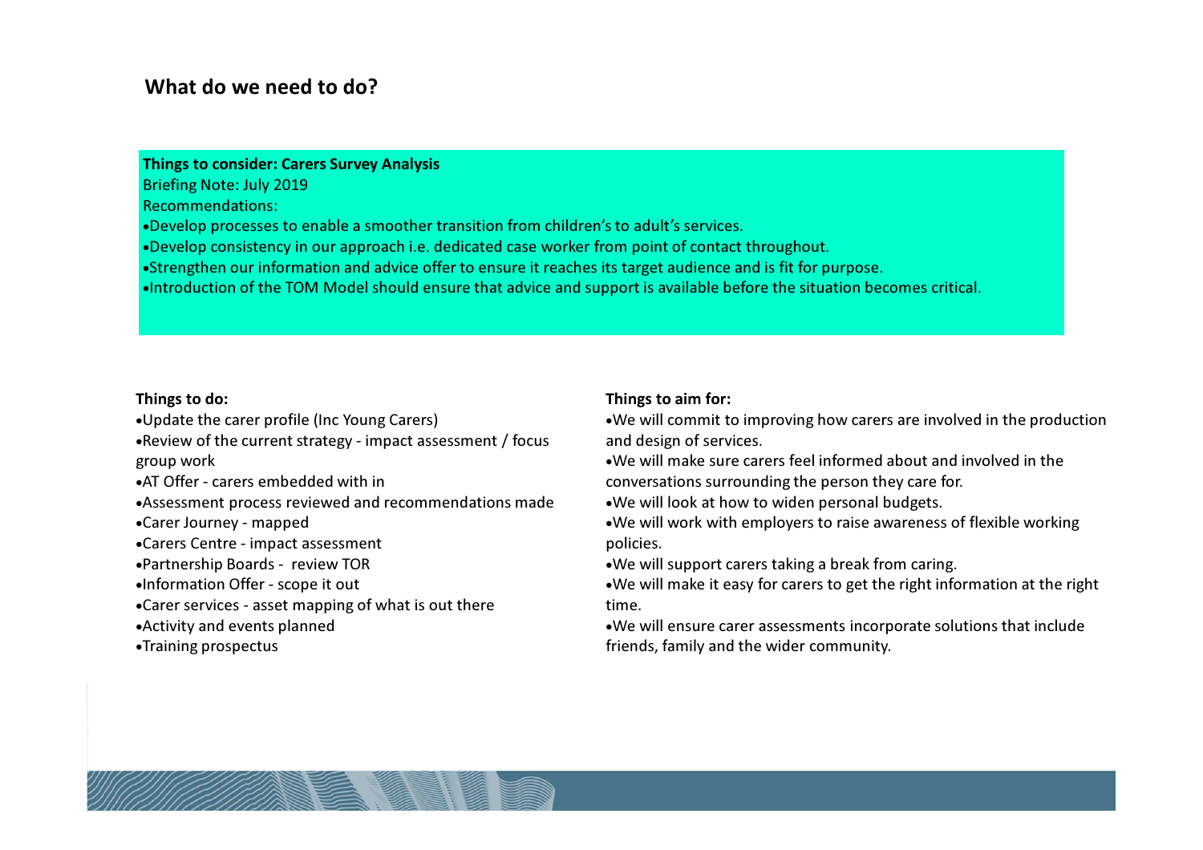## What do we need to do?

**Things to consider: Carers Survey Analysis**

Briefing Note: July 2019

Recommendations:

- Develop processes to enable a smoother transition from children's to adult's services.
- Develop consistency in our approach i.e. dedicated case worker from point of contact throughout.
- Strengthen our information and advice offer to ensure it reaches its target audience and is fit for purpose.
- Introduction of the TOM Model should ensure that advice and support is available before the situation becomes critical.

**Things to do:**

- Update the carer profile (Inc Young Carers)
- Review of the current strategy - impact assessment / focus group work
- AT Offer - carers embedded with in
- Assessment process reviewed and recommendations made
- Carer Journey - mapped
- Carers Centre - impact assessment
- Partnership Boards - review TOR
- Information Offer - scope it out
- Carer services - asset mapping of what is out there
- Activity and events planned
- Training prospectus

**Things to aim for:**

- We will commit to improving how carers are involved in the production and design of services.
- We will make sure carers feel informed about and involved in the conversations surrounding the person they care for.
- We will look at how to widen personal budgets.
- We will work with employers to raise awareness of flexible working policies.
- We will support carers taking a break from caring.
- We will make it easy for carers to get the right information at the right time.
- We will ensure carer assessments incorporate solutions that include friends, family and the wider community.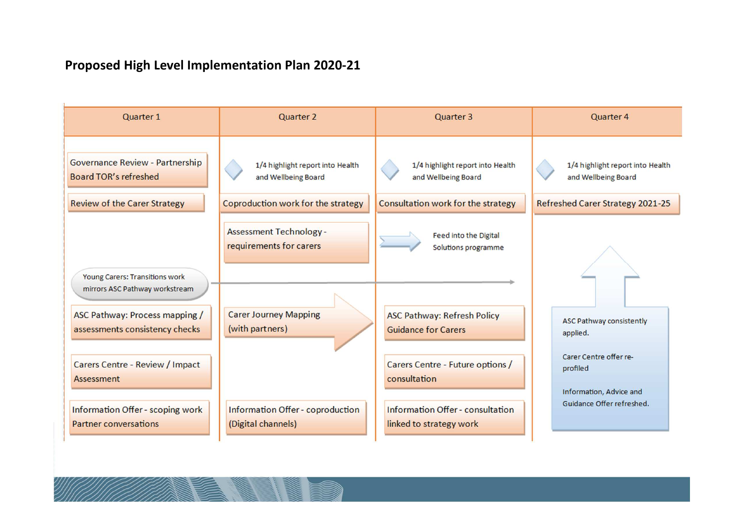## Proposed High Level Implementation Plan 2020-21

| Quarter 1 | Quarter 2 | Quarter 3 | Quarter 4 |
|---|---|---|---|
| Governance Review - Partnership Board TOR's refreshed | 1/4 highlight report into Health and Wellbeing Board | 1/4 highlight report into Health and Wellbeing Board | 1/4 highlight report into Health and Wellbeing Board |
| Review of the Carer Strategy | Coproduction work for the strategy | Consultation work for the strategy | Refreshed Carer Strategy 2021-25 |
| | Assessment Technology - requirements for carers | Feed into the Digital Solutions programme | |
| Young Carers: Transitions work mirrors ASC Pathway workstream | → | → | |
| ASC Pathway: Process mapping / assessments consistency checks | Carer Journey Mapping (with partners) | ASC Pathway: Refresh Policy Guidance for Carers | ASC Pathway consistently applied. |
| Carers Centre - Review / Impact Assessment | | Carers Centre - Future options / consultation | Carer Centre offer re-profiled |
| Information Offer - scoping work Partner conversations | Information Offer - coproduction (Digital channels) | Information Offer - consultation linked to strategy work | Information, Advice and Guidance Offer refreshed. |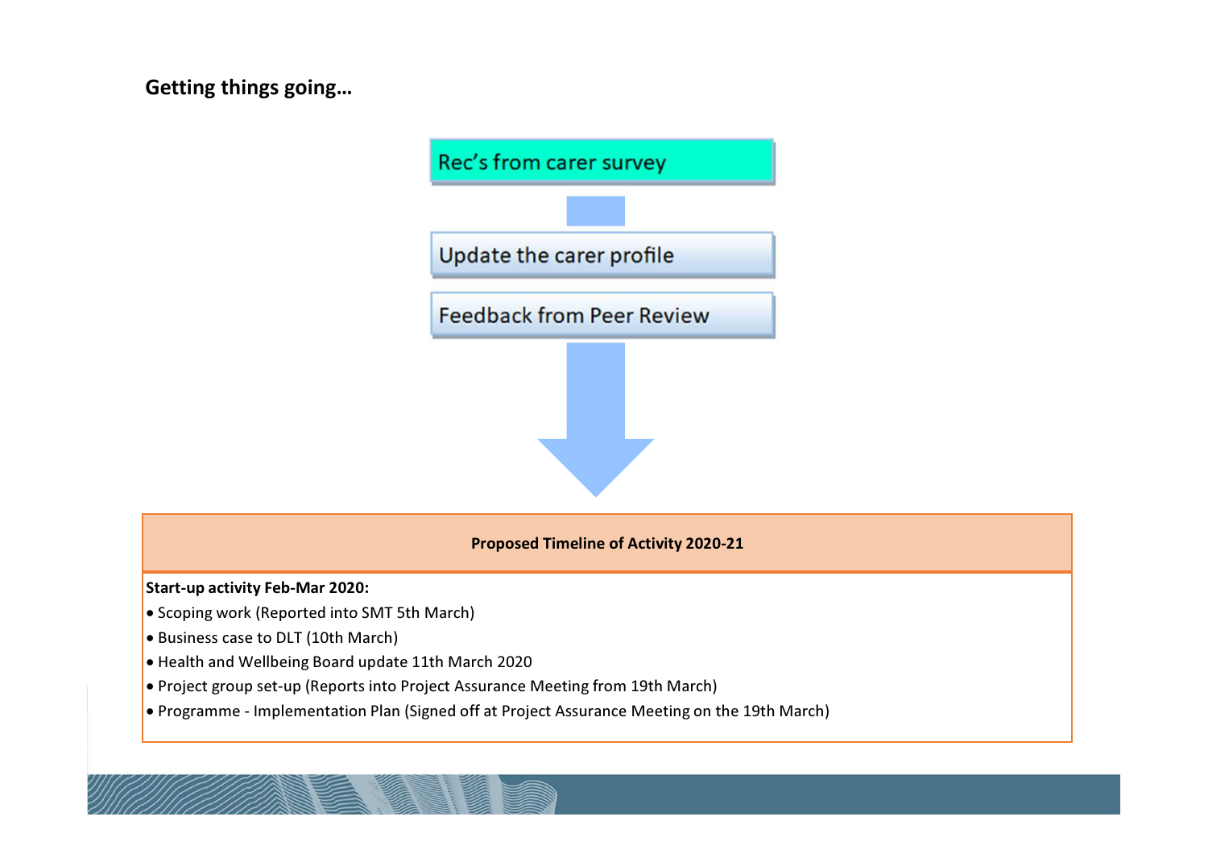**Getting things going…**

Rec's from carer survey

Update the carer profile

Feedback from Peer Review

**Proposed Timeline of Activity 2020-21**

**Start-up activity Feb-Mar 2020:**

- Scoping work (Reported into SMT 5th March)
- Business case to DLT (10th March)
- Health and Wellbeing Board update 11th March 2020
- Project group set-up (Reports into Project Assurance Meeting from 19th March)
- Programme - Implementation Plan (Signed off at Project Assurance Meeting on the 19th March)